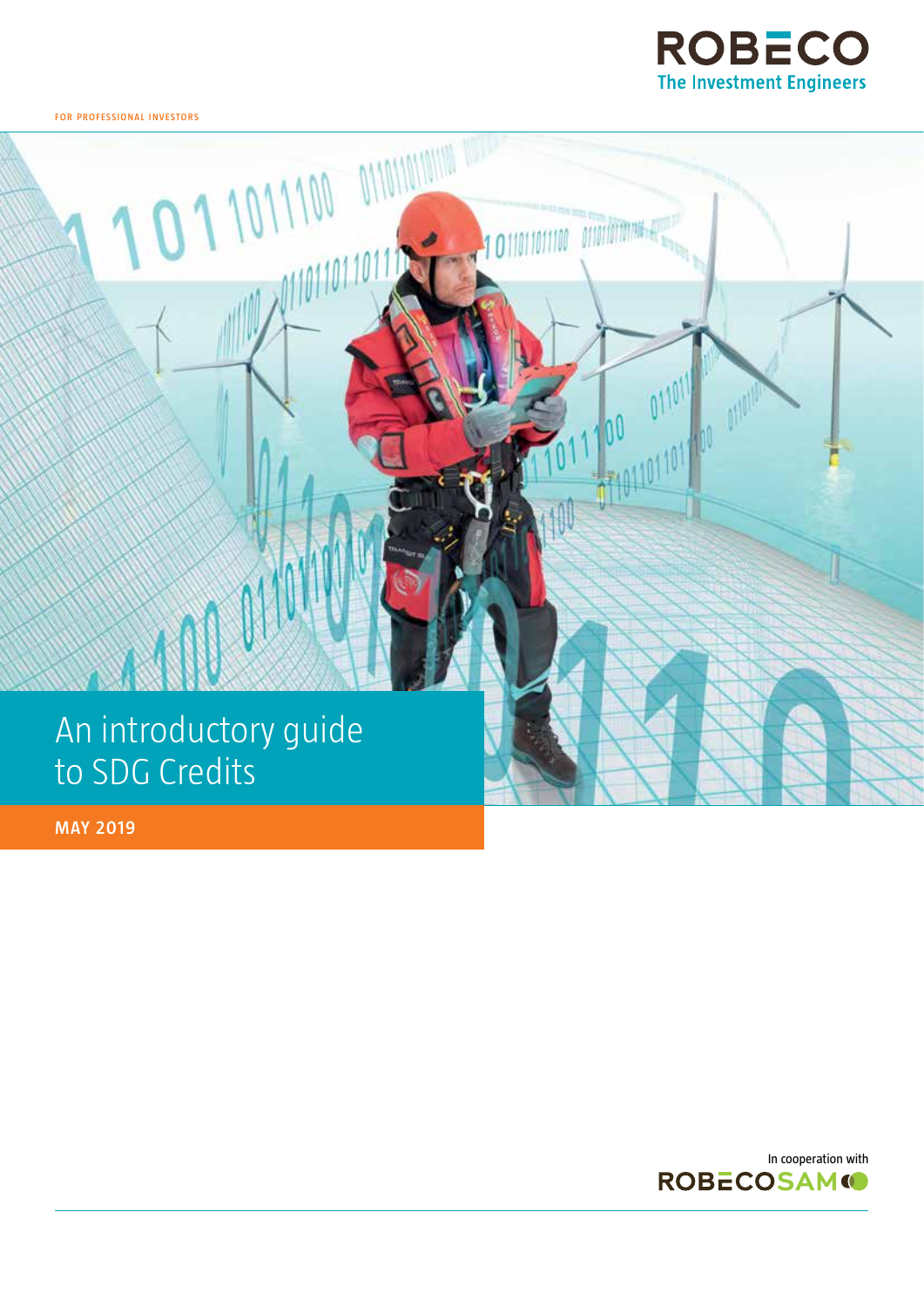ROBECO

The Investment Engineers

FOR PROFESSIONAL INVESTORS

# An introductory guide to SDG Credits

**MAY 2019**

In cooperation with

ROBECOSAM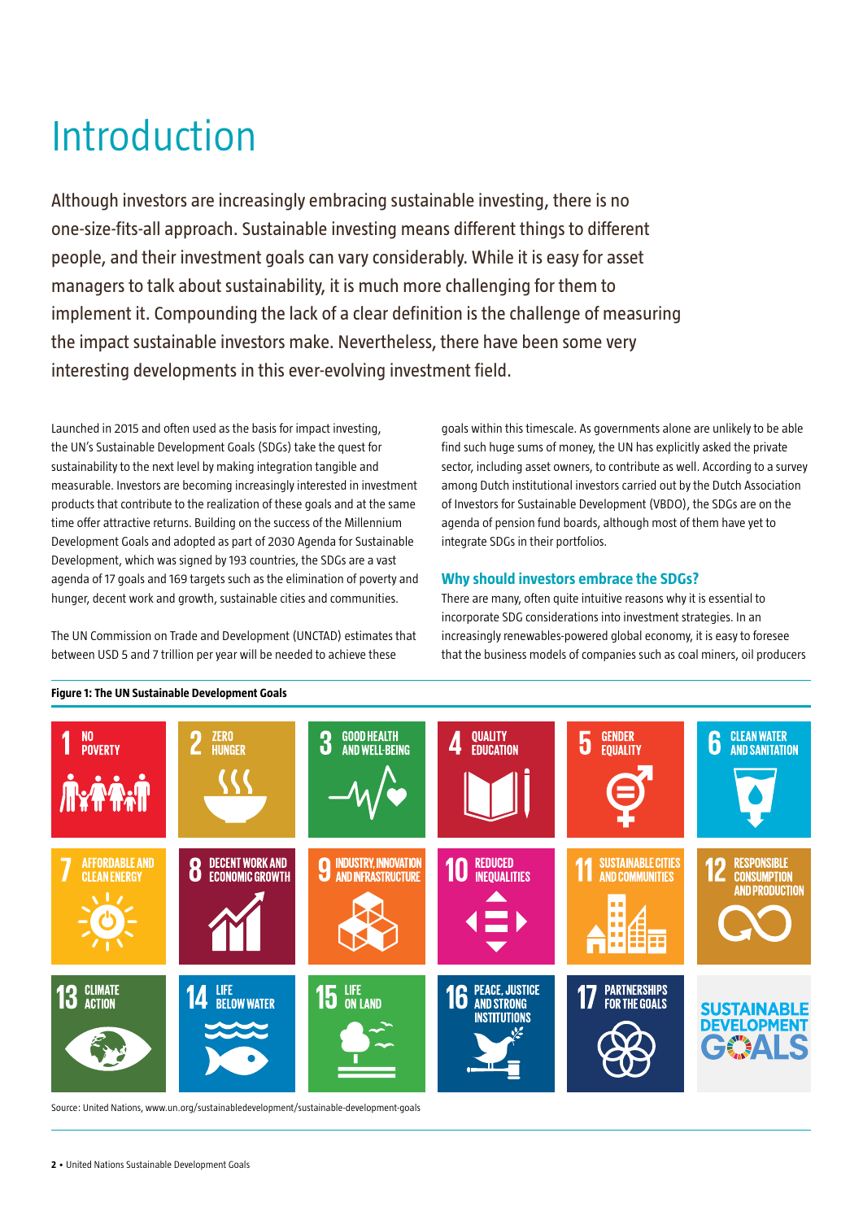# Introduction

Although investors are increasingly embracing sustainable investing, there is no one-size-fits-all approach. Sustainable investing means different things to different people, and their investment goals can vary considerably. While it is easy for asset managers to talk about sustainability, it is much more challenging for them to implement it. Compounding the lack of a clear definition is the challenge of measuring the impact sustainable investors make. Nevertheless, there have been some very interesting developments in this ever-evolving investment field.

Launched in 2015 and often used as the basis for impact investing, the UN's Sustainable Development Goals (SDGs) take the quest for sustainability to the next level by making integration tangible and measurable. Investors are becoming increasingly interested in investment products that contribute to the realization of these goals and at the same time offer attractive returns. Building on the success of the Millennium Development Goals and adopted as part of 2030 Agenda for Sustainable Development, which was signed by 193 countries, the SDGs are a vast agenda of 17 goals and 169 targets such as the elimination of poverty and hunger, decent work and growth, sustainable cities and communities.

The UN Commission on Trade and Development (UNCTAD) estimates that between USD 5 and 7 trillion per year will be needed to achieve these goals within this timescale. As governments alone are unlikely to be able find such huge sums of money, the UN has explicitly asked the private sector, including asset owners, to contribute as well. According to a survey among Dutch institutional investors carried out by the Dutch Association of Investors for Sustainable Development (VBDO), the SDGs are on the agenda of pension fund boards, although most of them have yet to integrate SDGs in their portfolios.

### Why should investors embrace the SDGs?

There are many, often quite intuitive reasons why it is essential to incorporate SDG considerations into investment strategies. In an increasingly renewables-powered global economy, it is easy to foresee that the business models of companies such as coal miners, oil producers

**Figure 1: The UN Sustainable Development Goals**

1 NO POVERTY
2 ZERO HUNGER
3 GOOD HEALTH AND WELL-BEING
4 QUALITY EDUCATION
5 GENDER EQUALITY
6 CLEAN WATER AND SANITATION
7 AFFORDABLE AND CLEAN ENERGY
8 DECENT WORK AND ECONOMIC GROWTH
9 INDUSTRY, INNOVATION AND INFRASTRUCTURE
10 REDUCED INEQUALITIES
11 SUSTAINABLE CITIES AND COMMUNITIES
12 RESPONSIBLE CONSUMPTION AND PRODUCTION
13 CLIMATE ACTION
14 LIFE BELOW WATER
15 LIFE ON LAND
16 PEACE, JUSTICE AND STRONG INSTITUTIONS
17 PARTNERSHIPS FOR THE GOALS

SUSTAINABLE DEVELOPMENT GOALS

Source: United Nations, www.un.org/sustainabledevelopment/sustainable-development-goals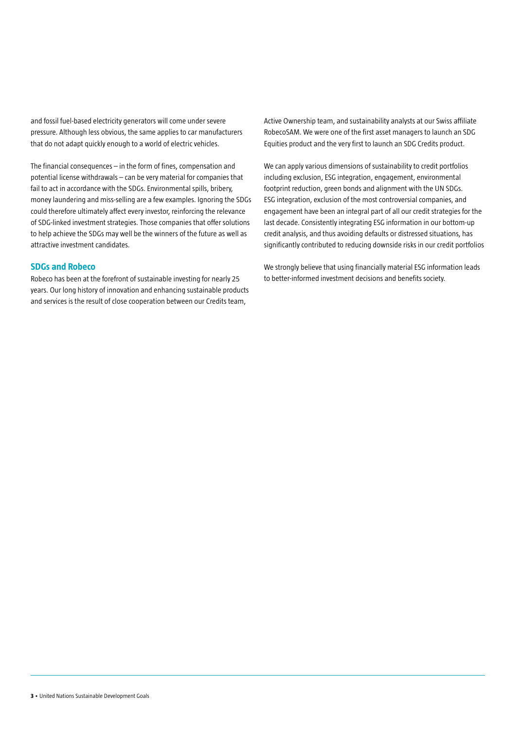and fossil fuel-based electricity generators will come under severe pressure. Although less obvious, the same applies to car manufacturers that do not adapt quickly enough to a world of electric vehicles.

The financial consequences – in the form of fines, compensation and potential license withdrawals – can be very material for companies that fail to act in accordance with the SDGs. Environmental spills, bribery, money laundering and miss-selling are a few examples. Ignoring the SDGs could therefore ultimately affect every investor, reinforcing the relevance of SDG-linked investment strategies. Those companies that offer solutions to help achieve the SDGs may well be the winners of the future as well as attractive investment candidates.

## SDGs and Robeco

Robeco has been at the forefront of sustainable investing for nearly 25 years. Our long history of innovation and enhancing sustainable products and services is the result of close cooperation between our Credits team, Active Ownership team, and sustainability analysts at our Swiss affiliate RobecoSAM. We were one of the first asset managers to launch an SDG Equities product and the very first to launch an SDG Credits product.

We can apply various dimensions of sustainability to credit portfolios including exclusion, ESG integration, engagement, environmental footprint reduction, green bonds and alignment with the UN SDGs. ESG integration, exclusion of the most controversial companies, and engagement have been an integral part of all our credit strategies for the last decade. Consistently integrating ESG information in our bottom-up credit analysis, and thus avoiding defaults or distressed situations, has significantly contributed to reducing downside risks in our credit portfolios

We strongly believe that using financially material ESG information leads to better-informed investment decisions and benefits society.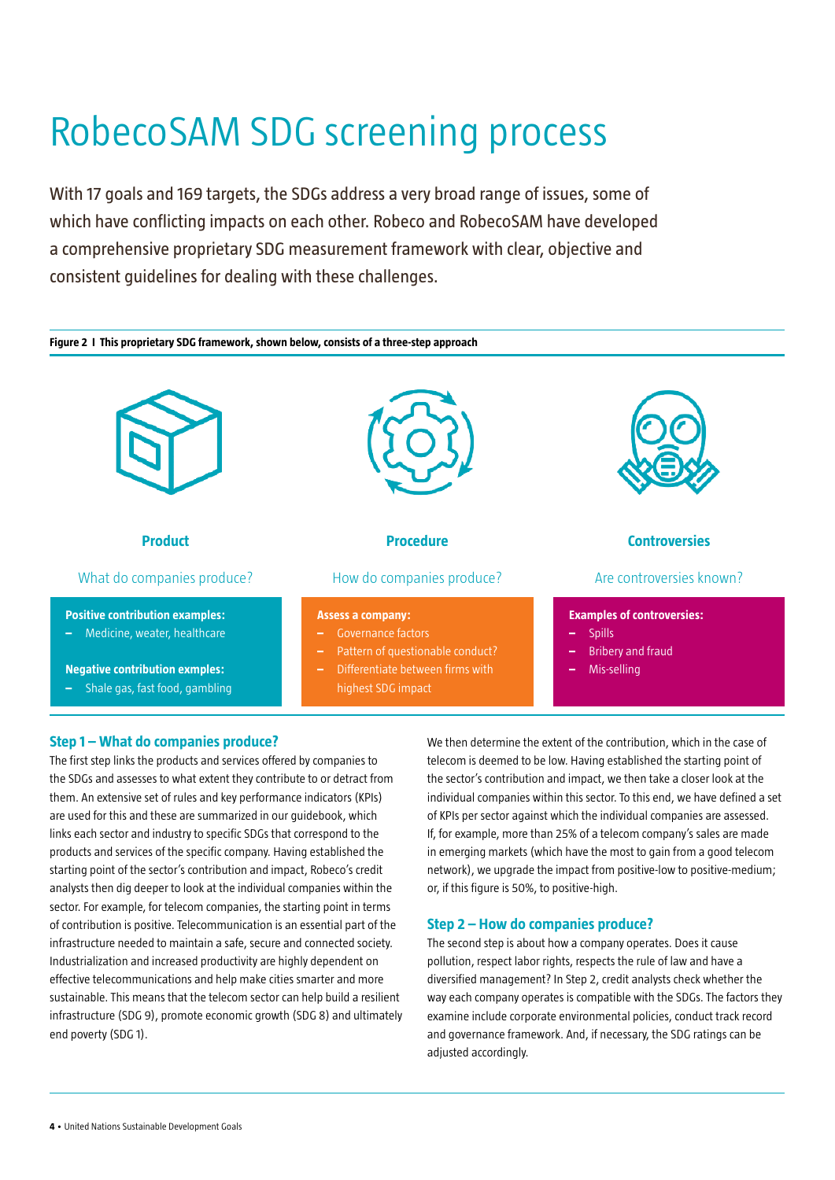# RobecoSAM SDG screening process

With 17 goals and 169 targets, the SDGs address a very broad range of issues, some of which have conflicting impacts on each other. Robeco and RobecoSAM have developed a comprehensive proprietary SDG measurement framework with clear, objective and consistent guidelines for dealing with these challenges.

**Figure 2 I This proprietary SDG framework, shown below, consists of a three-step approach**

**Product**

What do companies produce?

**Positive contribution examples:**
- Medicine, weater, healthcare

**Negative contribution exmples:**
- Shale gas, fast food, gambling

**Procedure**

How do companies produce?

**Assess a company:**
- Governance factors
- Pattern of questionable conduct?
- Differentiate between firms with highest SDG impact

**Controversies**

Are controversies known?

**Examples of controversies:**
- Spills
- Bribery and fraud
- Mis-selling

### Step 1 – What do companies produce?

The first step links the products and services offered by companies to the SDGs and assesses to what extent they contribute to or detract from them. An extensive set of rules and key performance indicators (KPIs) are used for this and these are summarized in our guidebook, which links each sector and industry to specific SDGs that correspond to the products and services of the specific company. Having established the starting point of the sector's contribution and impact, Robeco's credit analysts then dig deeper to look at the individual companies within the sector. For example, for telecom companies, the starting point in terms of contribution is positive. Telecommunication is an essential part of the infrastructure needed to maintain a safe, secure and connected society. Industrialization and increased productivity are highly dependent on effective telecommunications and help make cities smarter and more sustainable. This means that the telecom sector can help build a resilient infrastructure (SDG 9), promote economic growth (SDG 8) and ultimately end poverty (SDG 1).

We then determine the extent of the contribution, which in the case of telecom is deemed to be low. Having established the starting point of the sector's contribution and impact, we then take a closer look at the individual companies within this sector. To this end, we have defined a set of KPIs per sector against which the individual companies are assessed. If, for example, more than 25% of a telecom company's sales are made in emerging markets (which have the most to gain from a good telecom network), we upgrade the impact from positive-low to positive-medium; or, if this figure is 50%, to positive-high.

### Step 2 – How do companies produce?

The second step is about how a company operates. Does it cause pollution, respect labor rights, respects the rule of law and have a diversified management? In Step 2, credit analysts check whether the way each company operates is compatible with the SDGs. The factors they examine include corporate environmental policies, conduct track record and governance framework. And, if necessary, the SDG ratings can be adjusted accordingly.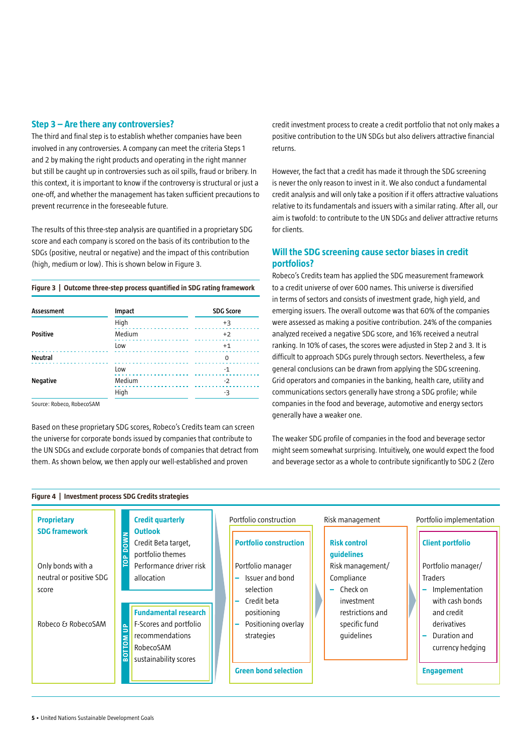### Step 3 – Are there any controversies?

The third and final step is to establish whether companies have been involved in any controversies. A company can meet the criteria Steps 1 and 2 by making the right products and operating in the right manner but still be caught up in controversies such as oil spills, fraud or bribery. In this context, it is important to know if the controversy is structural or just a one-off, and whether the management has taken sufficient precautions to prevent recurrence in the foreseeable future.

The results of this three-step analysis are quantified in a proprietary SDG score and each company is scored on the basis of its contribution to the SDGs (positive, neutral or negative) and the impact of this contribution (high, medium or low). This is shown below in Figure 3.

**Figure 3 | Outcome three-step process quantified in SDG rating framework**

| Assessment | Impact | SDG Score |
|---|---|---|
| Positive | High | +3 |
| | Medium | +2 |
| | Low | +1 |
| Neutral | | 0 |
| Negative | Low | -1 |
| | Medium | -2 |
| | High | -3 |

Source: Robeco, RobecoSAM

Based on these proprietary SDG scores, Robeco's Credits team can screen the universe for corporate bonds issued by companies that contribute to the UN SDGs and exclude corporate bonds of companies that detract from them. As shown below, we then apply our well-established and proven credit investment process to create a credit portfolio that not only makes a positive contribution to the UN SDGs but also delivers attractive financial returns.

However, the fact that a credit has made it through the SDG screening is never the only reason to invest in it. We also conduct a fundamental credit analysis and will only take a position if it offers attractive valuations relative to its fundamentals and issuers with a similar rating. After all, our aim is twofold: to contribute to the UN SDGs and deliver attractive returns for clients.

### Will the SDG screening cause sector biases in credit portfolios?

Robeco's Credits team has applied the SDG measurement framework to a credit universe of over 600 names. This universe is diversified in terms of sectors and consists of investment grade, high yield, and emerging issuers. The overall outcome was that 60% of the companies were assessed as making a positive contribution. 24% of the companies analyzed received a negative SDG score, and 16% received a neutral ranking. In 10% of cases, the scores were adjusted in Step 2 and 3. It is difficult to approach SDGs purely through sectors. Nevertheless, a few general conclusions can be drawn from applying the SDG screening. Grid operators and companies in the banking, health care, utility and communications sectors generally have strong a SDG profile; while companies in the food and beverage, automotive and energy sectors generally have a weaker one.

The weaker SDG profile of companies in the food and beverage sector might seem somewhat surprising. Intuitively, one would expect the food and beverage sector as a whole to contribute significantly to SDG 2 (Zero

**Figure 4 | Investment process SDG Credits strategies**

**Proprietary SDG framework**

Only bonds with a neutral or positive SDG score

Robeco & RobecoSAM

TOP DOWN — **Credit quarterly Outlook**
Credit Beta target, portfolio themes
Performance driver risk allocation

BOTTOM UP — **Fundamental research**
F-Scores and portfolio recommendations
RobecoSAM sustainability scores

Portfolio construction — **Portfolio construction**
Portfolio manager
- Issuer and bond selection
- Credit beta positioning
- Positioning overlay strategies

**Green bond selection**

Risk management — **Risk control guidelines**
Risk management/ Compliance
- Check on investment restrictions and specific fund guidelines

Portfolio implementation — **Client portfolio**
Portfolio manager/ Traders
- Implementation with cash bonds and credit derivatives
- Duration and currency hedging

**Engagement**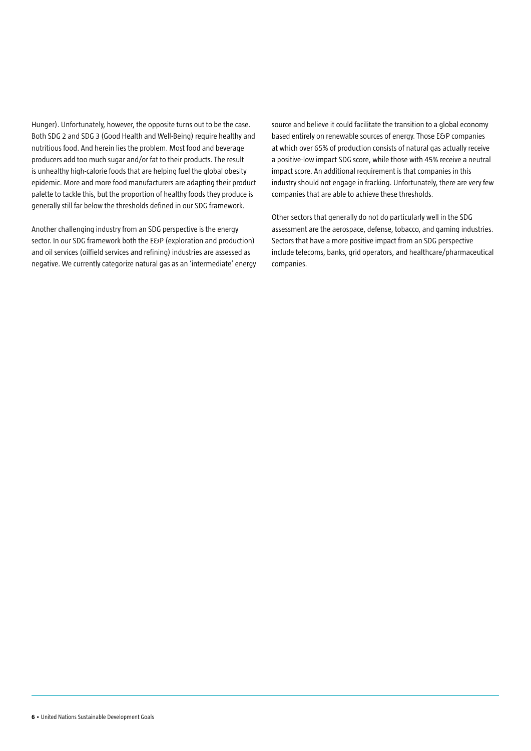Hunger). Unfortunately, however, the opposite turns out to be the case. Both SDG 2 and SDG 3 (Good Health and Well-Being) require healthy and nutritious food. And herein lies the problem. Most food and beverage producers add too much sugar and/or fat to their products. The result is unhealthy high-calorie foods that are helping fuel the global obesity epidemic. More and more food manufacturers are adapting their product palette to tackle this, but the proportion of healthy foods they produce is generally still far below the thresholds defined in our SDG framework.

Another challenging industry from an SDG perspective is the energy sector. In our SDG framework both the E&P (exploration and production) and oil services (oilfield services and refining) industries are assessed as negative. We currently categorize natural gas as an 'intermediate' energy source and believe it could facilitate the transition to a global economy based entirely on renewable sources of energy. Those E&P companies at which over 65% of production consists of natural gas actually receive a positive-low impact SDG score, while those with 45% receive a neutral impact score. An additional requirement is that companies in this industry should not engage in fracking. Unfortunately, there are very few companies that are able to achieve these thresholds.

Other sectors that generally do not do particularly well in the SDG assessment are the aerospace, defense, tobacco, and gaming industries. Sectors that have a more positive impact from an SDG perspective include telecoms, banks, grid operators, and healthcare/pharmaceutical companies.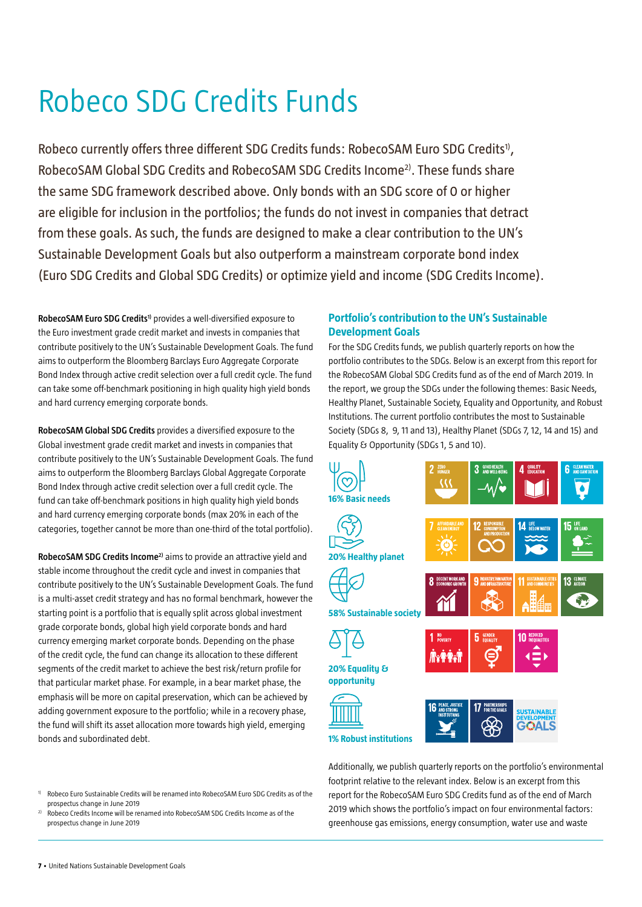// Robeco SDG Credits Funds

Robeco currently offers three different SDG Credits funds: RobecoSAM Euro SDG Credits[1], RobecoSAM Global SDG Credits and RobecoSAM SDG Credits Income[2]. These funds share the same SDG framework described above. Only bonds with an SDG score of 0 or higher are eligible for inclusion in the portfolios; the funds do not invest in companies that detract from these goals. As such, the funds are designed to make a clear contribution to the UN's Sustainable Development Goals but also outperform a mainstream corporate bond index (Euro SDG Credits and Global SDG Credits) or optimize yield and income (SDG Credits Income).

**RobecoSAM Euro SDG Credits[1]** provides a well-diversified exposure to the Euro investment grade credit market and invests in companies that contribute positively to the UN's Sustainable Development Goals. The fund aims to outperform the Bloomberg Barclays Euro Aggregate Corporate Bond Index through active credit selection over a full credit cycle. The fund can take some off-benchmark positioning in high quality high yield bonds and hard currency emerging corporate bonds.

**RobecoSAM Global SDG Credits** provides a diversified exposure to the Global investment grade credit market and invests in companies that contribute positively to the UN's Sustainable Development Goals. The fund aims to outperform the Bloomberg Barclays Global Aggregate Corporate Bond Index through active credit selection over a full credit cycle. The fund can take off-benchmark positions in high quality high yield bonds and hard currency emerging corporate bonds (max 20% in each of the categories, together cannot be more than one-third of the total portfolio).

**RobecoSAM SDG Credits Income[2]** aims to provide an attractive yield and stable income throughout the credit cycle and invest in companies that contribute positively to the UN's Sustainable Development Goals. The fund is a multi-asset credit strategy and has no formal benchmark, however the starting point is a portfolio that is equally split across global investment grade corporate bonds, global high yield corporate bonds and hard currency emerging market corporate bonds. Depending on the phase of the credit cycle, the fund can change its allocation to these different segments of the credit market to achieve the best risk/return profile for that particular market phase. For example, in a bear market phase, the emphasis will be more on capital preservation, which can be achieved by adding government exposure to the portfolio; while in a recovery phase, the fund will shift its asset allocation more towards high yield, emerging bonds and subordinated debt.

[1] Robeco Euro Sustainable Credits will be renamed into RobecoSAM Euro SDG Credits as of the prospectus change in June 2019

[2] Robeco Credits Income will be renamed into RobecoSAM SDG Credits Income as of the prospectus change in June 2019

### Portfolio's contribution to the UN's Sustainable Development Goals

For the SDG Credits funds, we publish quarterly reports on how the portfolio contributes to the SDGs. Below is an excerpt from this report for the RobecoSAM Global SDG Credits fund as of the end of March 2019. In the report, we group the SDGs under the following themes: Basic Needs, Healthy Planet, Sustainable Society, Equality and Opportunity, and Robust Institutions. The current portfolio contributes the most to Sustainable Society (SDGs 8, 9, 11 and 13), Healthy Planet (SDGs 7, 12, 14 and 15) and Equality & Opportunity (SDGs 1, 5 and 10).

| Theme | SDGs |
| --- | --- |
| 16% Basic needs | 2 Zero hunger; 3 Good health and well-being; 4 Quality education; 6 Clean water and sanitation |
| 20% Healthy planet | 7 Affordable and clean energy; 12 Responsible consumption and production; 14 Life below water; 15 Life on land |
| 58% Sustainable society | 8 Decent work and economic growth; 9 Industry, innovation and infrastructure; 11 Sustainable cities and communities; 13 Climate action |
| 20% Equality & opportunity | 1 No poverty; 5 Gender equality; 10 Reduced inequalities |
| 1% Robust institutions | 16 Peace, justice and strong institutions; 17 Partnerships for the goals |

Additionally, we publish quarterly reports on the portfolio's environmental footprint relative to the relevant index. Below is an excerpt from this report for the RobecoSAM Euro SDG Credits fund as of the end of March 2019 which shows the portfolio's impact on four environmental factors: greenhouse gas emissions, energy consumption, water use and waste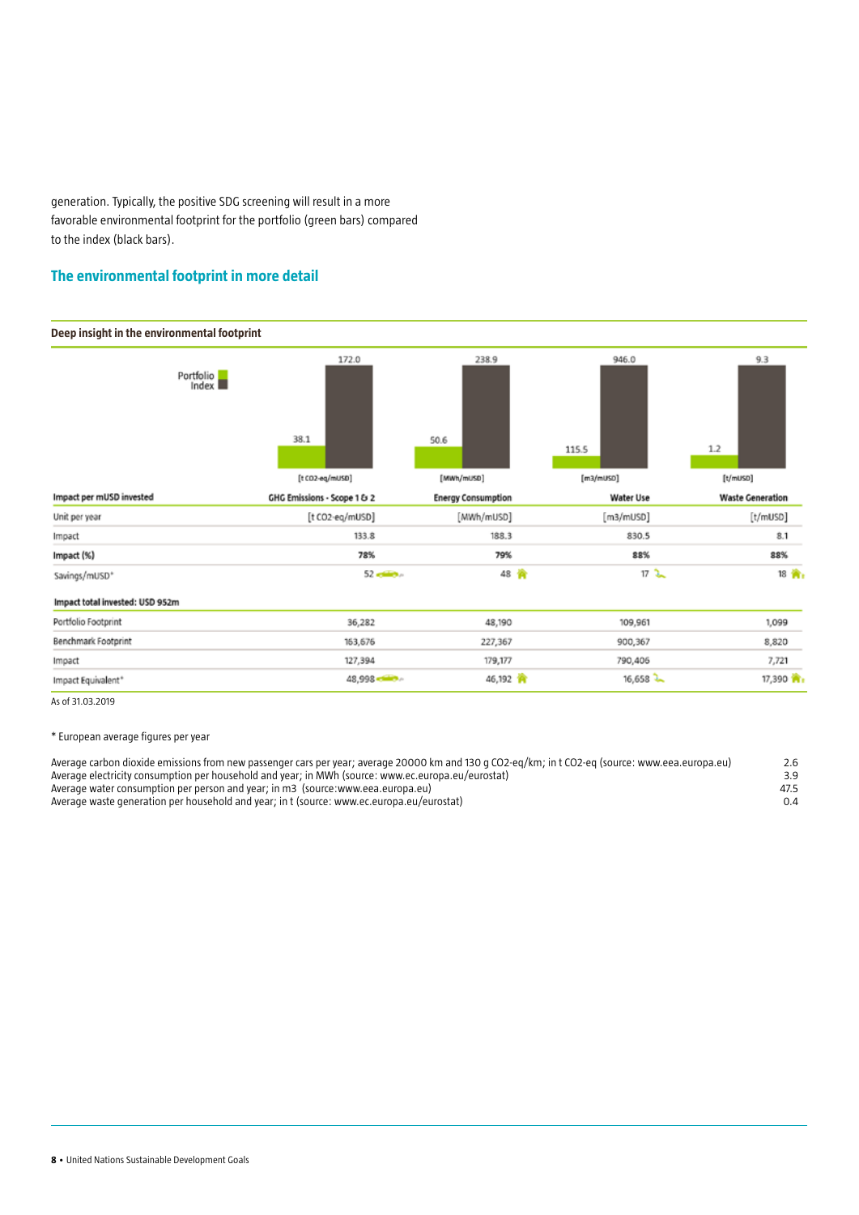generation. Typically, the positive SDG screening will result in a more favorable environmental footprint for the portfolio (green bars) compared to the index (black bars).

## The environmental footprint in more detail

**Deep insight in the environmental footprint**

| Impact per mUSD invested | GHG Emissions - Scope 1 & 2 | Energy Consumption | Water Use | Waste Generation |
|---|---|---|---|---|
| Portfolio | 38.1 | 50.6 | 115.5 | 1.2 |
| Index | 172.0 | 238.9 | 946.0 | 9.3 |
| Unit per year | [t CO2-eq/mUSD] | [MWh/mUSD] | [m3/mUSD] | [t/mUSD] |
| Impact | 133.8 | 188.3 | 830.5 | 8.1 |
| **Impact (%)** | **78%** | **79%** | **88%** | **88%** |
| Savings/mUSD* | 52 | 48 | 17 | 18 |

| Impact total invested: USD 952m | GHG Emissions - Scope 1 & 2 | Energy Consumption | Water Use | Waste Generation |
|---|---|---|---|---|
| Portfolio Footprint | 36,282 | 48,190 | 109,961 | 1,099 |
| Benchmark Footprint | 163,676 | 227,367 | 900,367 | 8,820 |
| Impact | 127,394 | 179,177 | 790,406 | 7,721 |
| Impact Equivalent* | 48,998 | 46,192 | 16,658 | 17,390 |

As of 31.03.2019

* European average figures per year

| | |
|---|---|
| Average carbon dioxide emissions from new passenger cars per year; average 20000 km and 130 g CO2-eq/km; in t CO2-eq (source: www.eea.europa.eu) | 2.6 |
| Average electricity consumption per household and year; in MWh (source: www.ec.europa.eu/eurostat) | 3.9 |
| Average water consumption per person and year; in m3 (source:www.eea.europa.eu) | 47.5 |
| Average waste generation per household and year; in t (source: www.ec.europa.eu/eurostat) | 0.4 |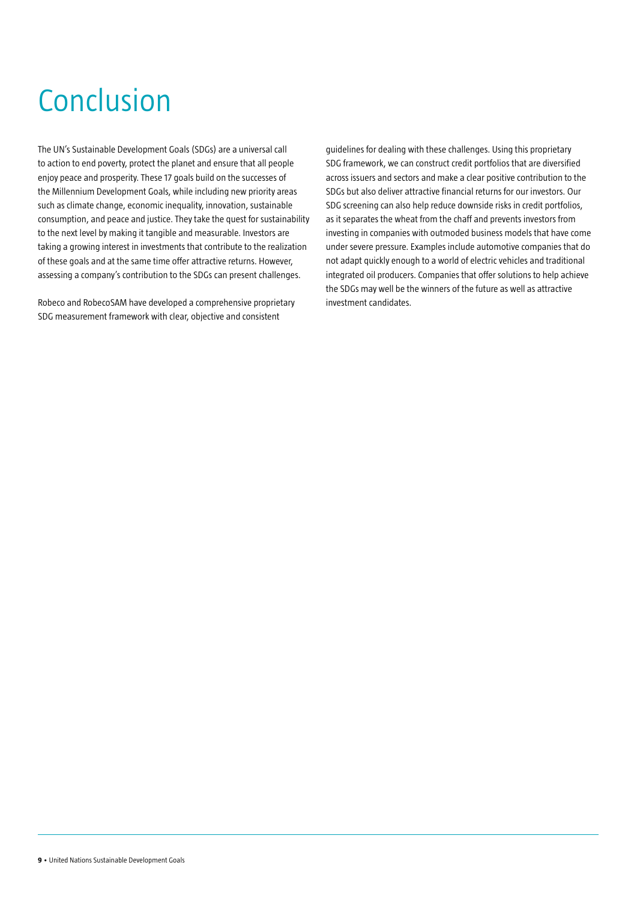# Conclusion

The UN's Sustainable Development Goals (SDGs) are a universal call to action to end poverty, protect the planet and ensure that all people enjoy peace and prosperity. These 17 goals build on the successes of the Millennium Development Goals, while including new priority areas such as climate change, economic inequality, innovation, sustainable consumption, and peace and justice. They take the quest for sustainability to the next level by making it tangible and measurable. Investors are taking a growing interest in investments that contribute to the realization of these goals and at the same time offer attractive returns. However, assessing a company's contribution to the SDGs can present challenges.

Robeco and RobecoSAM have developed a comprehensive proprietary SDG measurement framework with clear, objective and consistent guidelines for dealing with these challenges. Using this proprietary SDG framework, we can construct credit portfolios that are diversified across issuers and sectors and make a clear positive contribution to the SDGs but also deliver attractive financial returns for our investors. Our SDG screening can also help reduce downside risks in credit portfolios, as it separates the wheat from the chaff and prevents investors from investing in companies with outmoded business models that have come under severe pressure. Examples include automotive companies that do not adapt quickly enough to a world of electric vehicles and traditional integrated oil producers. Companies that offer solutions to help achieve the SDGs may well be the winners of the future as well as attractive investment candidates.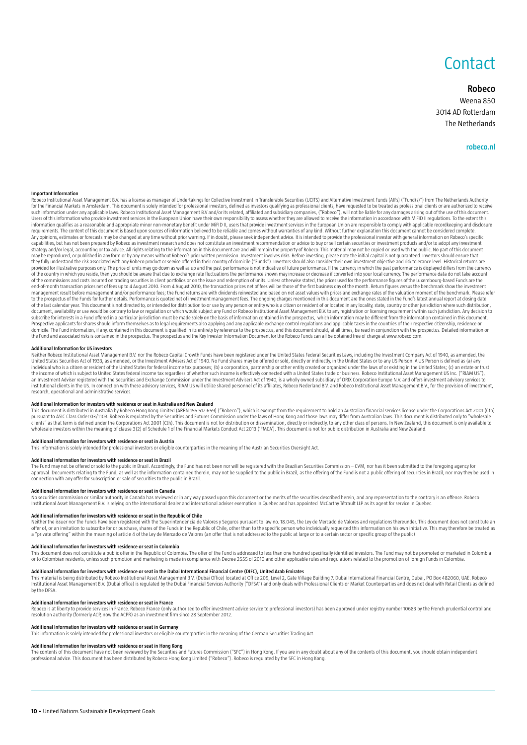# Contact

**Robeco**

Weena 850
3014 AD Rotterdam
The Netherlands

**robeco.nl**

#### Important Information

Robeco Institutional Asset Management B.V. has a license as manager of Undertakings for Collective Investment in Transferable Securities (UCITS) and Alternative Investment Funds (AIFs) ("Fund(s)") from The Netherlands Authority for the Financial Markets in Amsterdam. This document is solely intended for professional investors, defined as investors qualifying as professional clients, have requested to be treated as professional clients or are authorized to receive such information under any applicable laws. Robeco Institutional Asset Management B.V and/or its related, affiliated and subsidiary companies, ("Robeco"), will not be liable for any damages arising out of the use of this document. Users of this information who provide investment services in the European Union have their own responsibility to assess whether they are allowed to receive the information in accordance with MiFID II regulations. To the extent this information qualifies as a reasonable and appropriate minor non-monetary benefit under MiFID II, users that provide investment services in the European Union are responsible to comply with applicable recordkeeping and disclosure requirements. The content of this document is based upon sources of information believed to be reliable and comes without warranties of any kind. Without further explanation this document cannot be considered complete. Any opinions, estimates or forecasts may be changed at any time without prior warning. If in doubt, please seek independent advice. It is intended to provide the professional investor with general information on Robeco's specific capabilities, but has not been prepared by Robeco as investment research and does not constitute an investment recommendation or advice to buy or sell certain securities or investment products and/or to adopt any investment strategy and/or legal, accounting or tax advice. All rights relating to the information in this document are and will remain the property of Robeco. This material may not be copied or used with the public. No part of this document may be reproduced, or published in any form or by any means without Robeco's prior written permission. Investment involves risks. Before investing, please note the initial capital is not guaranteed. Investors should ensure that they fully understand the risk associated with any Robeco product or service offered in their country of domicile ("Funds"). Investors should also consider their own investment objective and risk tolerance level. Historical returns are provided for illustrative purposes only. The price of units may go down as well as up and the past performance is not indicative of future performance. If the currency in which the past performance is displayed differs from the currency of the country in which you reside, then you should be aware that due to exchange rate fluctuations the performance shown may increase or decrease if converted into your local currency. The performance data do not take account of the commissions and costs incurred on trading securities in client portfolios or on the issue and redemption of units. Unless otherwise stated, the prices used for the performance figures of the Luxembourg-based Funds are the end-of-month transaction prices net of fees up to 4 August 2010. From 4 August 2010, the transaction prices net of fees will be those of the first business day of the month. Return figures versus the benchmark show the investment management result before management and/or performance fees; the Fund returns are with dividends reinvested and based on net asset values with prices and exchange rates of the valuation moment of the benchmark. Please refer to the prospectus of the Funds for further details. Performance is quoted net of investment management fees. The ongoing charges mentioned in this document are the ones stated in the Fund's latest annual report at closing date of the last calendar year. This document is not directed to, or intended for distribution to or use by any person or entity who is a citizen or resident of or located in any locality, state, country or other jurisdiction where such distribution, document, availability or use would be contrary to law or regulation or which would subject any Fund or Robeco Institutional Asset Management B.V. to any registration or licensing requirement within such jurisdiction. Any decision to subscribe for interests in a Fund offered in a particular jurisdiction must be made solely on the basis of information contained in the prospectus, which information may be different from the information contained in this document. Prospective applicants for shares should inform themselves as to legal requirements also applying and any applicable exchange control regulations and applicable taxes in the countries of their respective citizenship, residence or domicile. The Fund information, if any, contained in this document is qualified in its entirety by reference to the prospectus, and this document should, at all times, be read in conjunction with the prospectus. Detailed information on the Fund and associated risks is contained in the prospectus. The prospectus and the Key Investor Information Document for the Robeco Funds can all be obtained free of charge at www.robeco.com.

#### Additional Information for US investors

Neither Robeco Institutional Asset Management B.V. nor the Robeco Capital Growth Funds have been registered under the United States Federal Securities Laws, including the Investment Company Act of 1940, as amended, the United States Securities Act of 1933, as amended, or the Investment Advisers Act of 1940. No Fund shares may be offered or sold, directly or indirectly, in the United States or to any US Person. A US Person is defined as (a) any individual who is a citizen or resident of the United States for federal income tax purposes; (b) a corporation, partnership or other entity created or organized under the laws of or existing in the United States; (c) an estate or trust the income of which is subject to United States federal income tax regardless of whether such income is effectively connected with a United States trade or business. Robeco Institutional Asset Management US Inc. ("RIAM US"), an Investment Adviser registered with the Securities and Exchange Commission under the Investment Advisers Act of 1940, is a wholly owned subsidiary of ORIX Corporation Europe N.V. and offers investment advisory services to institutional clients in the US. In connection with these advisory services, RIAM US will utilize shared personnel of its affiliates, Robeco Nederland B.V. and Robeco Institutional Asset Management B.V., for the provision of investment, research, operational and administrative services.

#### Additional Information for investors with residence or seat in Australia and New Zealand

This document is distributed in Australia by Robeco Hong Kong Limited (ARBN 156 512 659) ("Robeco"), which is exempt from the requirement to hold an Australian financial services license under the Corporations Act 2001 (Cth) pursuant to ASIC Class Order 03/1103. Robeco is regulated by the Securities and Futures Commission under the laws of Hong Kong and those laws may differ from Australian laws. This document is distributed only to "wholesale clients" as that term is defined under the Corporations Act 2001 (Cth). This document is not for distribution or dissemination, directly or indirectly, to any other class of persons. In New Zealand, this document is only available to wholesale investors within the meaning of clause 3(2) of Schedule 1 of the Financial Markets Conduct Act 2013 ('FMCA'). This document is not for public distribution in Australia and New Zealand.

#### Additional Information for investors with residence or seat in Austria

This information is solely intended for professional investors or eligible counterparties in the meaning of the Austrian Securities Oversight Act.

#### Additional Information for investors with residence or seat in Brazil

The Fund may not be offered or sold to the public in Brazil. Accordingly, the Fund has not been nor will be registered with the Brazilian Securities Commission – CVM, nor has it been submitted to the foregoing agency for approval. Documents relating to the Fund, as well as the information contained therein, may not be supplied to the public in Brazil, as the offering of the Fund is not a public offering of securities in Brazil, nor may they be used in connection with any offer for subscription or sale of securities to the public in Brazil.

#### Additional Information for investors with residence or seat in Canada

No securities commission or similar authority in Canada has reviewed or in any way passed upon this document or the merits of the securities described herein, and any representation to the contrary is an offence. Robeco Institutional Asset Management B.V. is relying on the international dealer and international adviser exemption in Quebec and has appointed McCarthy Tétrault LLP as its agent for service in Quebec.

#### Additional information for investors with residence or seat in the Republic of Chile

Neither the issuer nor the Funds have been registered with the Superintendencia de Valores y Seguros pursuant to law no. 18.045, the Ley de Mercado de Valores and regulations thereunder. This document does not constitute an offer of, or an invitation to subscribe for or purchase, shares of the Funds in the Republic of Chile, other than to the specific person who individually requested this information on his own initiative. This may therefore be treated as a "private offering" within the meaning of article 4 of the Ley de Mercado de Valores (an offer that is not addressed to the public at large or to a certain sector or specific group of the public).

#### Additional Information for investors with residence or seat in Colombia

This document does not constitute a public offer in the Republic of Colombia. The offer of the Fund is addressed to less than one hundred specifically identified investors. The Fund may not be promoted or marketed in Colombia or to Colombian residents, unless such promotion and marketing is made in compliance with Decree 2555 of 2010 and other applicable rules and regulations related to the promotion of foreign Funds in Colombia.

#### Additional Information for investors with residence or seat in the Dubai International Financial Centre (DIFC), United Arab Emirates

This material is being distributed by Robeco Institutional Asset Management B.V. (Dubai Office) located at Office 209, Level 2, Gate Village Building 7, Dubai International Financial Centre, Dubai, PO Box 482060, UAE. Robeco Institutional Asset Management B.V. (Dubai office) is regulated by the Dubai Financial Services Authority ("DFSA") and only deals with Professional Clients or Market Counterparties and does not deal with Retail Clients as defined by the DFSA.

#### Additional Information for investors with residence or seat in France

Robeco is at liberty to provide services in France. Robeco France (only authorized to offer investment advice service to professional investors) has been approved under registry number 10683 by the French prudential control and resolution authority (formerly ACP, now the ACPR) as an investment firm since 28 September 2012.

#### Additional Information for investors with residence or seat in Germany

This information is solely intended for professional investors or eligible counterparties in the meaning of the German Securities Trading Act.

#### Additional Information for investors with residence or seat in Hong Kong

The contents of this document have not been reviewed by the Securities and Futures Commission ("SFC") in Hong Kong. If you are in any doubt about any of the contents of this document, you should obtain independent professional advice. This document has been distributed by Robeco Hong Kong Limited ("Robeco"). Robeco is regulated by the SFC in Hong Kong.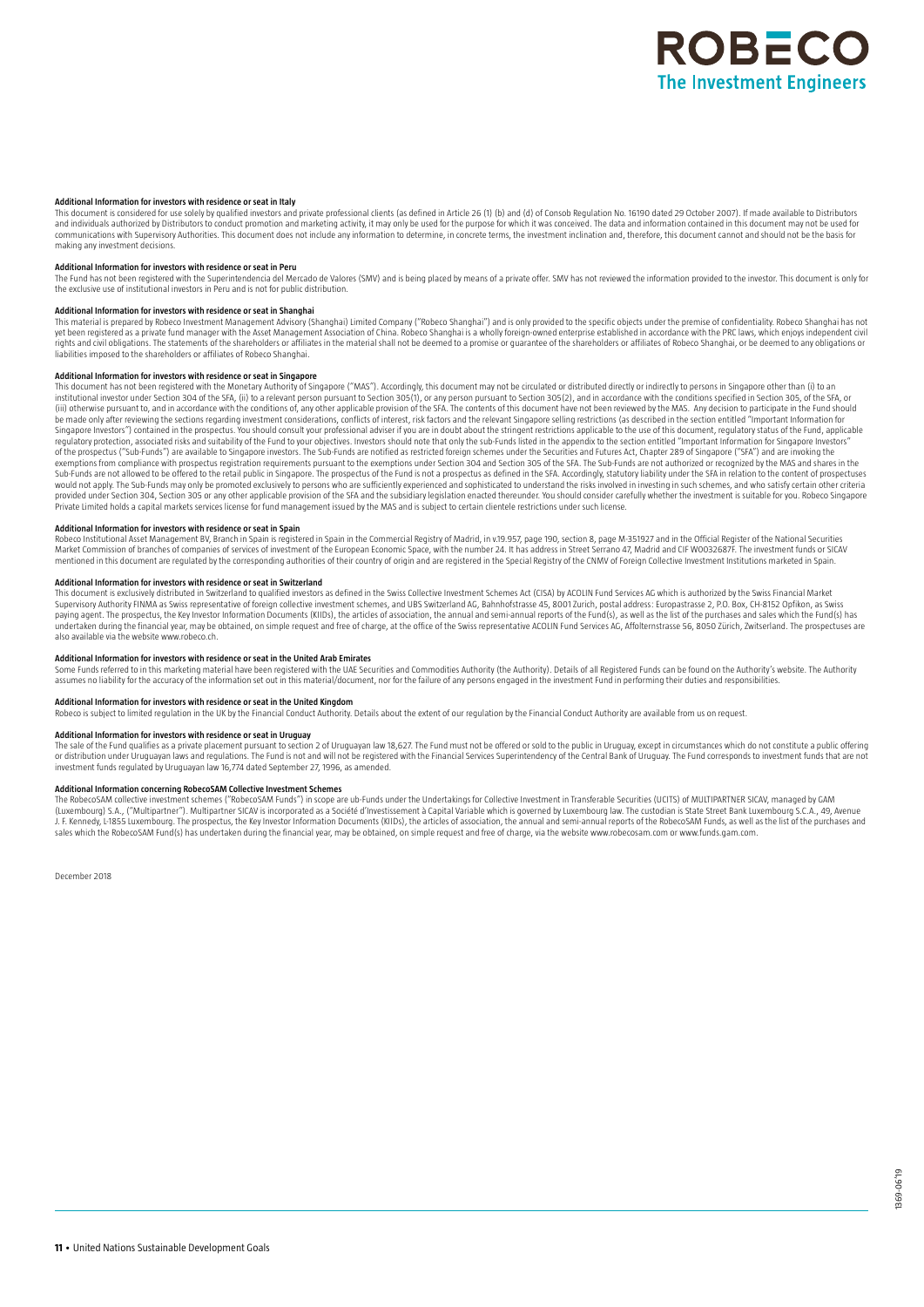#### Additional Information for investors with residence or seat in Italy

This document is considered for use solely by qualified investors and private professional clients (as defined in Article 26 (1) (b) and (d) of Consob Regulation No. 16190 dated 29 October 2007). If made available to Distributors and individuals authorized by Distributors to conduct promotion and marketing activity, it may only be used for the purpose for which it was conceived. The data and information contained in this document may not be used for communications with Supervisory Authorities. This document does not include any information to determine, in concrete terms, the investment inclination and, therefore, this document cannot and should not be the basis for making any investment decisions.

#### Additional Information for investors with residence or seat in Peru

The Fund has not been registered with the Superintendencia del Mercado de Valores (SMV) and is being placed by means of a private offer. SMV has not reviewed the information provided to the investor. This document is only for the exclusive use of institutional investors in Peru and is not for public distribution.

#### Additional Information for investors with residence or seat in Shanghai

This material is prepared by Robeco Investment Management Advisory (Shanghai) Limited Company ("Robeco Shanghai") and is only provided to the specific objects under the premise of confidentiality. Robeco Shanghai has not yet been registered as a private fund manager with the Asset Management Association of China. Robeco Shanghai is a wholly foreign-owned enterprise established in accordance with the PRC laws, which enjoys independent civil rights and civil obligations. The statements of the shareholders or affiliates in the material shall not be deemed to a promise or guarantee of the shareholders or affiliates of Robeco Shanghai, or be deemed to any obligations or liabilities imposed to the shareholders or affiliates of Robeco Shanghai.

#### Additional Information for investors with residence or seat in Singapore

This document has not been registered with the Monetary Authority of Singapore ("MAS"). Accordingly, this document may not be circulated or distributed directly or indirectly to persons in Singapore other than (i) to an institutional investor under Section 304 of the SFA, (ii) to a relevant person pursuant to Section 305(1), or any person pursuant to Section 305(2), and in accordance with the conditions specified in Section 305, of the SFA, or (iii) otherwise pursuant to, and in accordance with the conditions of, any other applicable provision of the SFA. The contents of this document have not been reviewed by the MAS. Any decision to participate in the Fund should be made only after reviewing the sections regarding investment considerations, conflicts of interest, risk factors and the relevant Singapore selling restrictions (as described in the section entitled "Important Information for Singapore Investors") contained in the prospectus. You should consult your professional adviser if you are in doubt about the stringent restrictions applicable to the use of this document, regulatory status of the Fund, applicable regulatory protection, associated risks and suitability of the Fund to your objectives. Investors should note that only the sub-Funds listed in the appendix to the section entitled "Important Information for Singapore Investors" of the prospectus ("Sub-Funds") are available to Singapore investors. The Sub-Funds are notified as restricted foreign schemes under the Securities and Futures Act, Chapter 289 of Singapore ("SFA") and are invoking the exemptions from compliance with prospectus registration requirements pursuant to the exemptions under Section 304 and Section 305 of the SFA. The Sub-Funds are not authorized or recognized by the MAS and shares in the Sub-Funds are not allowed to be offered to the retail public in Singapore. The prospectus of the Fund is not a prospectus as defined in the SFA. Accordingly, statutory liability under the SFA in relation to the content of prospectuses would not apply. The Sub-Funds may only be promoted exclusively to persons who are sufficiently experienced and sophisticated to understand the risks involved in investing in such schemes, and who satisfy certain other criteria provided under Section 304, Section 305 or any other applicable provision of the SFA and the subsidiary legislation enacted thereunder. You should consider carefully whether the investment is suitable for you. Robeco Singapore Private Limited holds a capital markets services license for fund management issued by the MAS and is subject to certain clientele restrictions under such license.

#### Additional Information for investors with residence or seat in Spain

Robeco Institutional Asset Management BV, Branch in Spain is registered in Spain in the Commercial Registry of Madrid, in v.19.957, page 190, section 8, page M-351927 and in the Official Register of the National Securities Market Commission of branches of companies of services of investment of the European Economic Space, with the number 24. It has address in Street Serrano 47, Madrid and CIF W0032687F. The investment funds or SICAV mentioned in this document are regulated by the corresponding authorities of their country of origin and are registered in the Special Registry of the CNMV of Foreign Collective Investment Institutions marketed in Spain.

#### Additional Information for investors with residence or seat in Switzerland

This document is exclusively distributed in Switzerland to qualified investors as defined in the Swiss Collective Investment Schemes Act (CISA) by ACOLIN Fund Services AG which is authorized by the Swiss Financial Market Supervisory Authority FINMA as Swiss representative of foreign collective investment schemes, and UBS Switzerland AG, Bahnhofstrasse 45, 8001 Zurich, postal address: Europastrasse 2, P.O. Box, CH-8152 Opfikon, as Swiss paying agent. The prospectus, the Key Investor Information Documents (KIIDs), the articles of association, the annual and semi-annual reports of the Fund(s), as well as the list of the purchases and sales which the Fund(s) has undertaken during the financial year, may be obtained, on simple request and free of charge, at the office of the Swiss representative ACOLIN Fund Services AG, Affolternstrasse 56, 8050 Zürich, Zwitserland. The prospectuses are also available via the website www.robeco.ch.

#### Additional Information for investors with residence or seat in the United Arab Emirates

Some Funds referred to in this marketing material have been registered with the UAE Securities and Commodities Authority (the Authority). Details of all Registered Funds can be found on the Authority's website. The Authority assumes no liability for the accuracy of the information set out in this material/document, nor for the failure of any persons engaged in the investment Fund in performing their duties and responsibilities.

#### Additional Information for investors with residence or seat in the United Kingdom

Robeco is subject to limited regulation in the UK by the Financial Conduct Authority. Details about the extent of our regulation by the Financial Conduct Authority are available from us on request.

#### Additional Information for investors with residence or seat in Uruguay

The sale of the Fund qualifies as a private placement pursuant to section 2 of Uruguayan law 18,627. The Fund must not be offered or sold to the public in Uruguay, except in circumstances which do not constitute a public offering or distribution under Uruguayan laws and regulations. The Fund is not and will not be registered with the Financial Services Superintendency of the Central Bank of Uruguay. The Fund corresponds to investment funds that are not investment funds regulated by Uruguayan law 16,774 dated September 27, 1996, as amended.

#### Additional Information concerning RobecoSAM Collective Investment Schemes

The RobecoSAM collective investment schemes ("RobecoSAM Funds") in scope are ub-Funds under the Undertakings for Collective Investment in Transferable Securities (UCITS) of MULTIPARTNER SICAV, managed by GAM (Luxembourg) S.A., ("Multipartner"). Multipartner SICAV is incorporated as a Société d'Investissement à Capital Variable which is governed by Luxembourg law. The custodian is State Street Bank Luxembourg S.C.A., 49, Avenue J. F. Kennedy, L-1855 Luxembourg. The prospectus, the Key Investor Information Documents (KIIDs), the articles of association, the annual and semi-annual reports of the RobecoSAM Funds, as well as the list of the purchases and sales which the RobecoSAM Fund(s) has undertaken during the financial year, may be obtained, on simple request and free of charge, via the website www.robecosam.com or www.funds.gam.com.

December 2018

1369-06'19